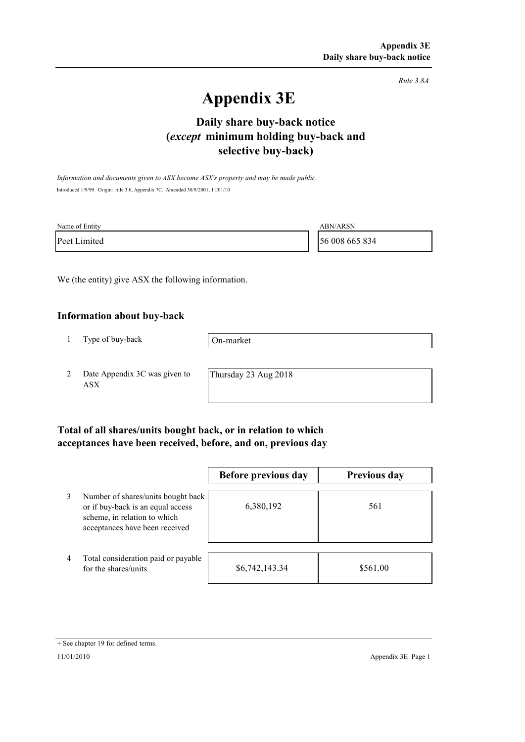*Rule 3.8A*

# Appendix 3E

## Daily share buy-back notice (*except* minimum holding buy-back and selective buy-back)

*Information and documents given to ASX become ASX's property and may be made public.*

Introduced 1/9/99. Origin: rule 3.6, Appendix 7C. Amended 30/9/2001, 11/01/10

| Name of Entity | ABN/ARSN |
|---|---|
| Peet Limited | 56 008 665 834 |

We (the entity) give ASX the following information.

### Information about buy-back

| | | |
|---|---|---|
| 1 | Type of buy-back | On-market |
| 2 | Date Appendix 3C was given to ASX | Thursday 23 Aug 2018 |

### Total of all shares/units bought back, or in relation to which acceptances have been received, before, and on, previous day

| | | Before previous day | Previous day |
|---|---|---|---|
| 3 | Number of shares/units bought back or if buy-back is an equal access scheme, in relation to which acceptances have been received | 6,380,192 | 561 |
| 4 | Total consideration paid or payable for the shares/units | $6,742,143.34 | $561.00 |

+ See chapter 19 for defined terms.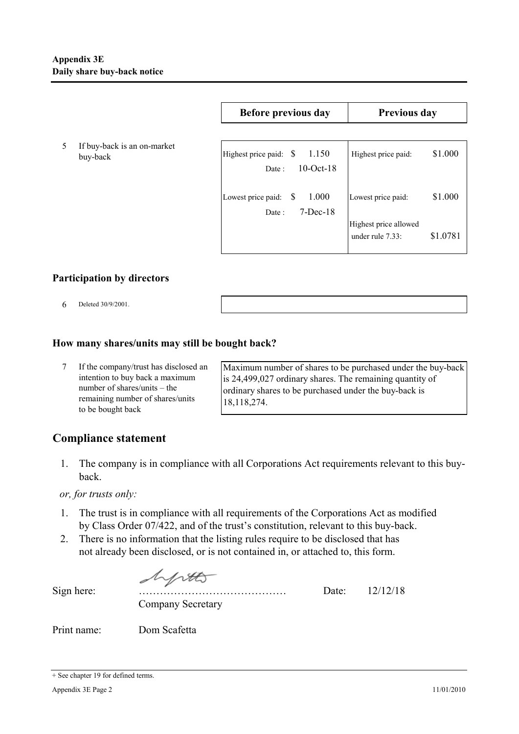**Appendix 3E**
**Daily share buy-back notice**

| | | Before previous day | Previous day |
|---|---|---|---|
| 5 | If buy-back is an on-market buy-back | Highest price paid: $ 1.150 Date : 10-Oct-18 | Highest price paid: $1.000 |
| | | Lowest price paid: $ 1.000 Date : 7-Dec-18 | Lowest price paid: $1.000 |
| | | | Highest price allowed under rule 7.33: $1.0781 |

## Participation by directors

| | | |
|---|---|---|
| 6 | Deleted 30/9/2001. | |

## How many shares/units may still be bought back?

| | | |
|---|---|---|
| 7 | If the company/trust has disclosed an intention to buy back a maximum number of shares/units – the remaining number of shares/units to be bought back | Maximum number of shares to be purchased under the buy-back is 24,499,027 ordinary shares. The remaining quantity of ordinary shares to be purchased under the buy-back is 18,118,274. |

## Compliance statement

1. The company is in compliance with all Corporations Act requirements relevant to this buy-back.

*or, for trusts only:*

1. The trust is in compliance with all requirements of the Corporations Act as modified by Class Order 07/422, and of the trust's constitution, relevant to this buy-back.
2. There is no information that the listing rules require to be disclosed that has not already been disclosed, or is not contained in, or attached to, this form.

Sign here: ………………………………… Date: 12/12/18
Company Secretary

Print name: Dom Scafetta

+ See chapter 19 for defined terms.